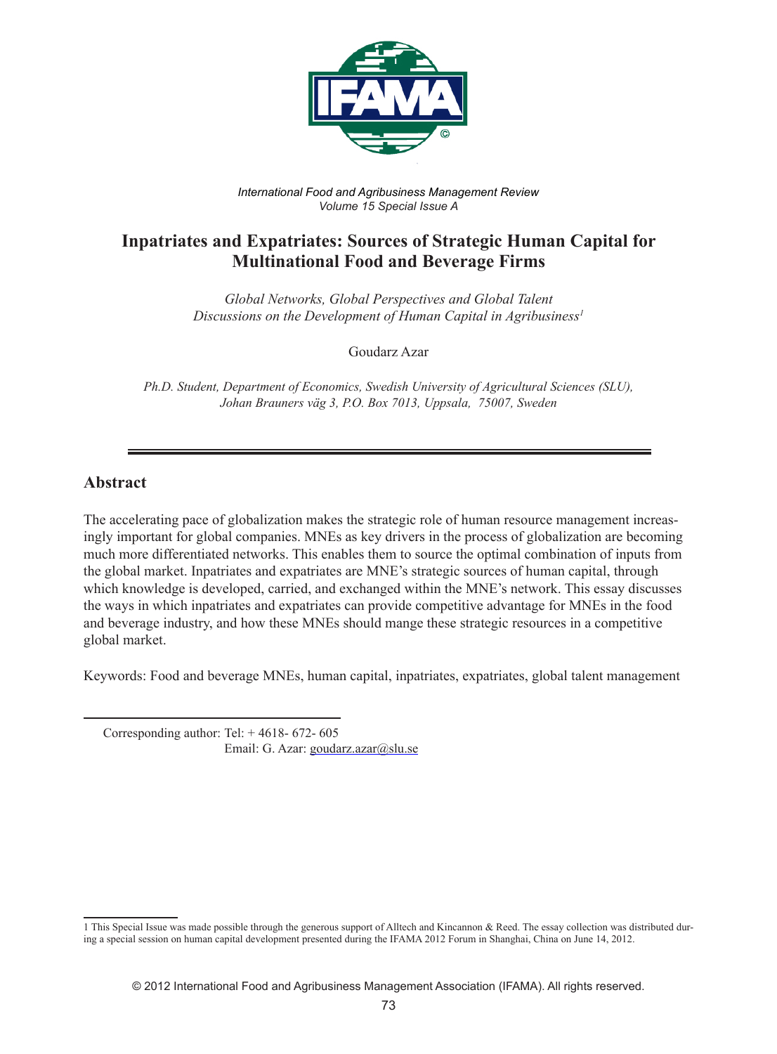*International Food and Agribusiness Management Review*
*Volume 15 Special Issue A*

# Inpatriates and Expatriates: Sources of Strategic Human Capital for Multinational Food and Beverage Firms

*Global Networks, Global Perspectives and Global Talent*
*Discussions on the Development of Human Capital in Agribusiness*[1]

Goudarz Azar

*Ph.D. Student, Department of Economics, Swedish University of Agricultural Sciences (SLU), Johan Brauners väg 3, P.O. Box 7013, Uppsala, 75007, Sweden*

## Abstract

The accelerating pace of globalization makes the strategic role of human resource management increasingly important for global companies. MNEs as key drivers in the process of globalization are becoming much more differentiated networks. This enables them to source the optimal combination of inputs from the global market. Inpatriates and expatriates are MNE's strategic sources of human capital, through which knowledge is developed, carried, and exchanged within the MNE's network. This essay discusses the ways in which inpatriates and expatriates can provide competitive advantage for MNEs in the food and beverage industry, and how these MNEs should mange these strategic resources in a competitive global market.

Keywords: Food and beverage MNEs, human capital, inpatriates, expatriates, global talent management

Corresponding author: Tel: + 4618- 672- 605
Email: G. Azar: goudarz.azar@slu.se

[1] This Special Issue was made possible through the generous support of Alltech and Kincannon & Reed. The essay collection was distributed during a special session on human capital development presented during the IFAMA 2012 Forum in Shanghai, China on June 14, 2012.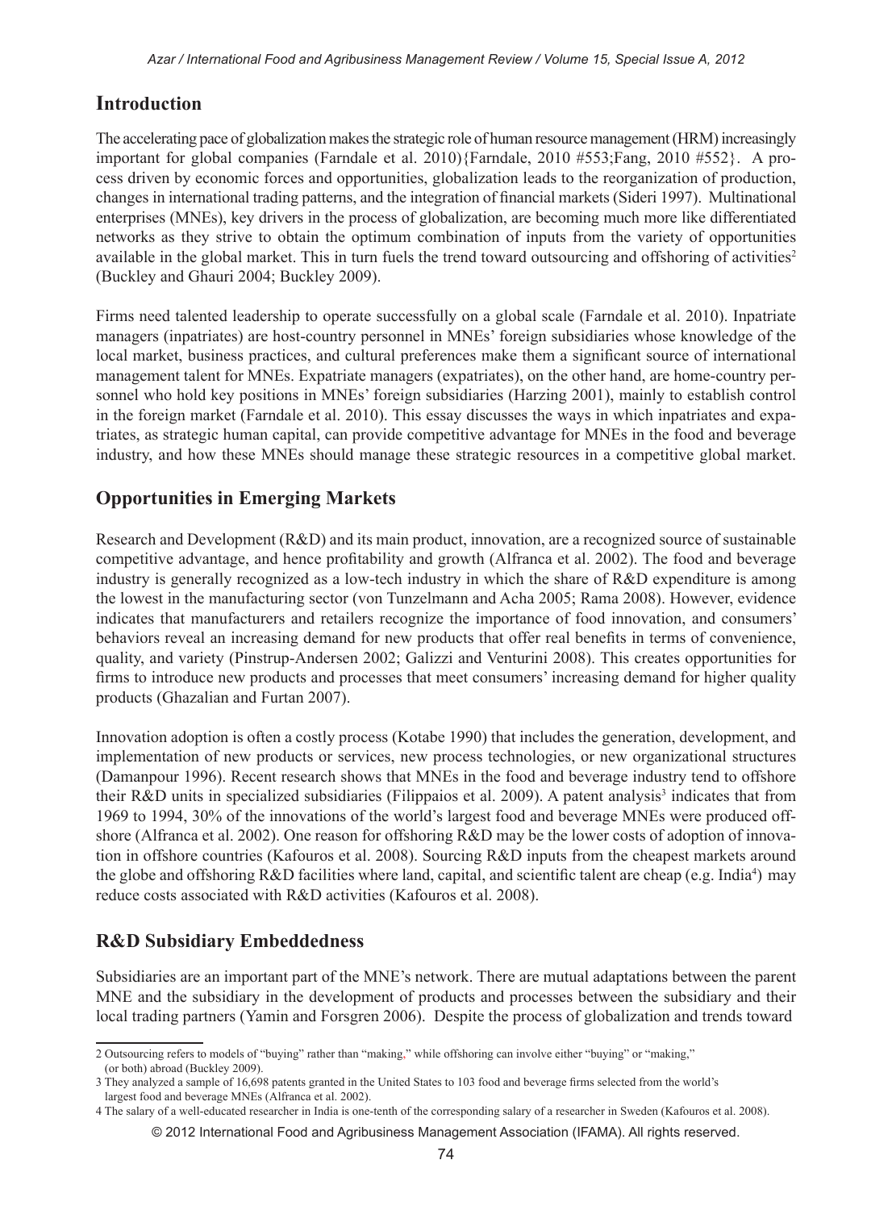## Introduction

The accelerating pace of globalization makes the strategic role of human resource management (HRM) increasingly important for global companies (Farndale et al. 2010){Farndale, 2010 #553;Fang, 2010 #552}. A process driven by economic forces and opportunities, globalization leads to the reorganization of production, changes in international trading patterns, and the integration of financial markets (Sideri 1997). Multinational enterprises (MNEs), key drivers in the process of globalization, are becoming much more like differentiated networks as they strive to obtain the optimum combination of inputs from the variety of opportunities available in the global market. This in turn fuels the trend toward outsourcing and offshoring of activities[2] (Buckley and Ghauri 2004; Buckley 2009).

Firms need talented leadership to operate successfully on a global scale (Farndale et al. 2010). Inpatriate managers (inpatriates) are host-country personnel in MNEs' foreign subsidiaries whose knowledge of the local market, business practices, and cultural preferences make them a significant source of international management talent for MNEs. Expatriate managers (expatriates), on the other hand, are home-country personnel who hold key positions in MNEs' foreign subsidiaries (Harzing 2001), mainly to establish control in the foreign market (Farndale et al. 2010). This essay discusses the ways in which inpatriates and expatriates, as strategic human capital, can provide competitive advantage for MNEs in the food and beverage industry, and how these MNEs should manage these strategic resources in a competitive global market.

## Opportunities in Emerging Markets

Research and Development (R&D) and its main product, innovation, are a recognized source of sustainable competitive advantage, and hence profitability and growth (Alfranca et al. 2002). The food and beverage industry is generally recognized as a low-tech industry in which the share of R&D expenditure is among the lowest in the manufacturing sector (von Tunzelmann and Acha 2005; Rama 2008). However, evidence indicates that manufacturers and retailers recognize the importance of food innovation, and consumers' behaviors reveal an increasing demand for new products that offer real benefits in terms of convenience, quality, and variety (Pinstrup-Andersen 2002; Galizzi and Venturini 2008). This creates opportunities for firms to introduce new products and processes that meet consumers' increasing demand for higher quality products (Ghazalian and Furtan 2007).

Innovation adoption is often a costly process (Kotabe 1990) that includes the generation, development, and implementation of new products or services, new process technologies, or new organizational structures (Damanpour 1996). Recent research shows that MNEs in the food and beverage industry tend to offshore their R&D units in specialized subsidiaries (Filippaios et al. 2009). A patent analysis[3] indicates that from 1969 to 1994, 30% of the innovations of the world's largest food and beverage MNEs were produced offshore (Alfranca et al. 2002). One reason for offshoring R&D may be the lower costs of adoption of innovation in offshore countries (Kafouros et al. 2008). Sourcing R&D inputs from the cheapest markets around the globe and offshoring R&D facilities where land, capital, and scientific talent are cheap (e.g. India[4]) may reduce costs associated with R&D activities (Kafouros et al. 2008).

## R&D Subsidiary Embeddedness

Subsidiaries are an important part of the MNE's network. There are mutual adaptations between the parent MNE and the subsidiary in the development of products and processes between the subsidiary and their local trading partners (Yamin and Forsgren 2006). Despite the process of globalization and trends toward

---

2 Outsourcing refers to models of "buying" rather than "making," while offshoring can involve either "buying" or "making," (or both) abroad (Buckley 2009).

3 They analyzed a sample of 16,698 patents granted in the United States to 103 food and beverage firms selected from the world's largest food and beverage MNEs (Alfranca et al. 2002).

4 The salary of a well-educated researcher in India is one-tenth of the corresponding salary of a researcher in Sweden (Kafouros et al. 2008).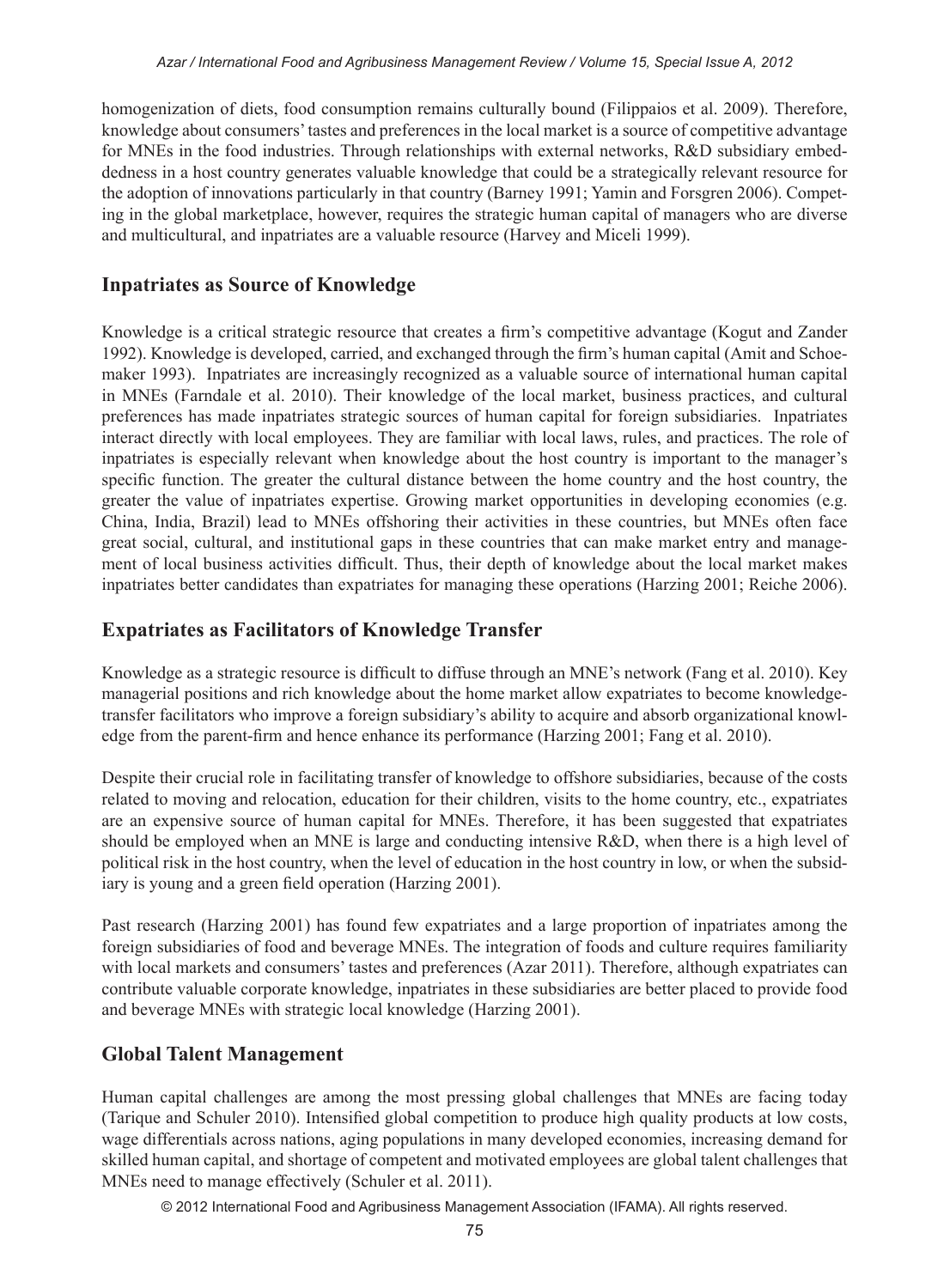homogenization of diets, food consumption remains culturally bound (Filippaios et al. 2009). Therefore, knowledge about consumers' tastes and preferences in the local market is a source of competitive advantage for MNEs in the food industries. Through relationships with external networks, R&D subsidiary embeddedness in a host country generates valuable knowledge that could be a strategically relevant resource for the adoption of innovations particularly in that country (Barney 1991; Yamin and Forsgren 2006). Competing in the global marketplace, however, requires the strategic human capital of managers who are diverse and multicultural, and inpatriates are a valuable resource (Harvey and Miceli 1999).

## Inpatriates as Source of Knowledge

Knowledge is a critical strategic resource that creates a firm's competitive advantage (Kogut and Zander 1992). Knowledge is developed, carried, and exchanged through the firm's human capital (Amit and Schoemaker 1993). Inpatriates are increasingly recognized as a valuable source of international human capital in MNEs (Farndale et al. 2010). Their knowledge of the local market, business practices, and cultural preferences has made inpatriates strategic sources of human capital for foreign subsidiaries. Inpatriates interact directly with local employees. They are familiar with local laws, rules, and practices. The role of inpatriates is especially relevant when knowledge about the host country is important to the manager's specific function. The greater the cultural distance between the home country and the host country, the greater the value of inpatriates expertise. Growing market opportunities in developing economies (e.g. China, India, Brazil) lead to MNEs offshoring their activities in these countries, but MNEs often face great social, cultural, and institutional gaps in these countries that can make market entry and management of local business activities difficult. Thus, their depth of knowledge about the local market makes inpatriates better candidates than expatriates for managing these operations (Harzing 2001; Reiche 2006).

## Expatriates as Facilitators of Knowledge Transfer

Knowledge as a strategic resource is difficult to diffuse through an MNE's network (Fang et al. 2010). Key managerial positions and rich knowledge about the home market allow expatriates to become knowledge-transfer facilitators who improve a foreign subsidiary's ability to acquire and absorb organizational knowledge from the parent-firm and hence enhance its performance (Harzing 2001; Fang et al. 2010).

Despite their crucial role in facilitating transfer of knowledge to offshore subsidiaries, because of the costs related to moving and relocation, education for their children, visits to the home country, etc., expatriates are an expensive source of human capital for MNEs. Therefore, it has been suggested that expatriates should be employed when an MNE is large and conducting intensive R&D, when there is a high level of political risk in the host country, when the level of education in the host country in low, or when the subsidiary is young and a green field operation (Harzing 2001).

Past research (Harzing 2001) has found few expatriates and a large proportion of inpatriates among the foreign subsidiaries of food and beverage MNEs. The integration of foods and culture requires familiarity with local markets and consumers' tastes and preferences (Azar 2011). Therefore, although expatriates can contribute valuable corporate knowledge, inpatriates in these subsidiaries are better placed to provide food and beverage MNEs with strategic local knowledge (Harzing 2001).

## Global Talent Management

Human capital challenges are among the most pressing global challenges that MNEs are facing today (Tarique and Schuler 2010). Intensified global competition to produce high quality products at low costs, wage differentials across nations, aging populations in many developed economies, increasing demand for skilled human capital, and shortage of competent and motivated employees are global talent challenges that MNEs need to manage effectively (Schuler et al. 2011).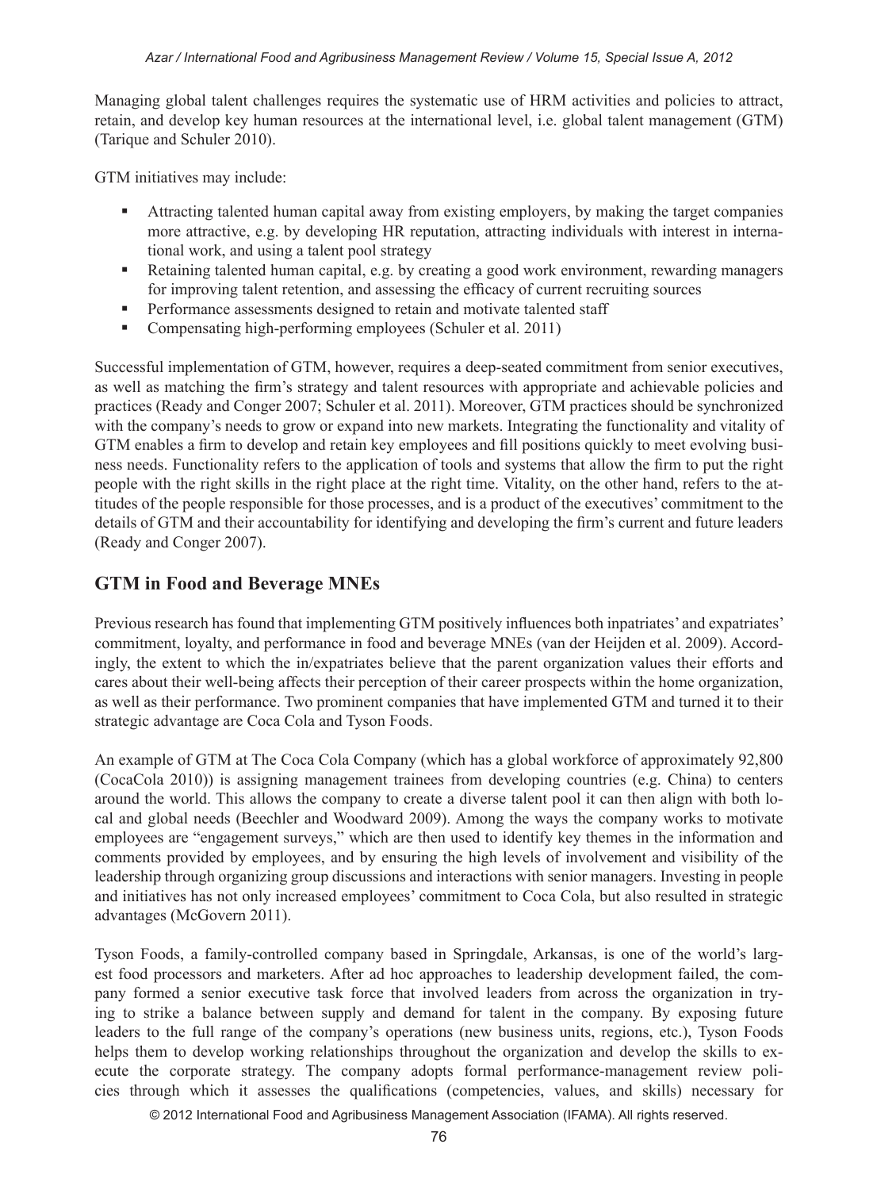Managing global talent challenges requires the systematic use of HRM activities and policies to attract, retain, and develop key human resources at the international level, i.e. global talent management (GTM) (Tarique and Schuler 2010).

GTM initiatives may include:

- Attracting talented human capital away from existing employers, by making the target companies more attractive, e.g. by developing HR reputation, attracting individuals with interest in international work, and using a talent pool strategy
- Retaining talented human capital, e.g. by creating a good work environment, rewarding managers for improving talent retention, and assessing the efficacy of current recruiting sources
- Performance assessments designed to retain and motivate talented staff
- Compensating high-performing employees (Schuler et al. 2011)

Successful implementation of GTM, however, requires a deep-seated commitment from senior executives, as well as matching the firm's strategy and talent resources with appropriate and achievable policies and practices (Ready and Conger 2007; Schuler et al. 2011). Moreover, GTM practices should be synchronized with the company's needs to grow or expand into new markets. Integrating the functionality and vitality of GTM enables a firm to develop and retain key employees and fill positions quickly to meet evolving business needs. Functionality refers to the application of tools and systems that allow the firm to put the right people with the right skills in the right place at the right time. Vitality, on the other hand, refers to the attitudes of the people responsible for those processes, and is a product of the executives' commitment to the details of GTM and their accountability for identifying and developing the firm's current and future leaders (Ready and Conger 2007).

## GTM in Food and Beverage MNEs

Previous research has found that implementing GTM positively influences both inpatriates' and expatriates' commitment, loyalty, and performance in food and beverage MNEs (van der Heijden et al. 2009). Accordingly, the extent to which the in/expatriates believe that the parent organization values their efforts and cares about their well-being affects their perception of their career prospects within the home organization, as well as their performance. Two prominent companies that have implemented GTM and turned it to their strategic advantage are Coca Cola and Tyson Foods.

An example of GTM at The Coca Cola Company (which has a global workforce of approximately 92,800 (CocaCola 2010)) is assigning management trainees from developing countries (e.g. China) to centers around the world. This allows the company to create a diverse talent pool it can then align with both local and global needs (Beechler and Woodward 2009). Among the ways the company works to motivate employees are "engagement surveys," which are then used to identify key themes in the information and comments provided by employees, and by ensuring the high levels of involvement and visibility of the leadership through organizing group discussions and interactions with senior managers. Investing in people and initiatives has not only increased employees' commitment to Coca Cola, but also resulted in strategic advantages (McGovern 2011).

Tyson Foods, a family-controlled company based in Springdale, Arkansas, is one of the world's largest food processors and marketers. After ad hoc approaches to leadership development failed, the company formed a senior executive task force that involved leaders from across the organization in trying to strike a balance between supply and demand for talent in the company. By exposing future leaders to the full range of the company's operations (new business units, regions, etc.), Tyson Foods helps them to develop working relationships throughout the organization and develop the skills to execute the corporate strategy. The company adopts formal performance-management review policies through which it assesses the qualifications (competencies, values, and skills) necessary for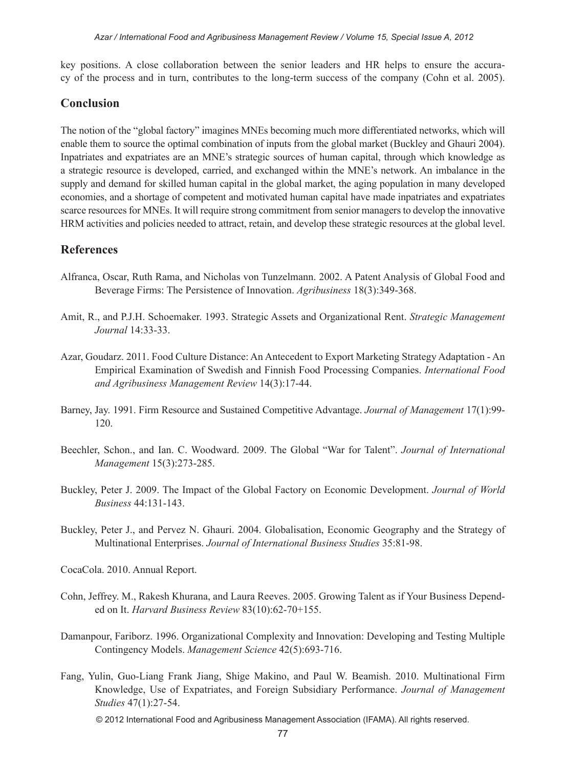key positions. A close collaboration between the senior leaders and HR helps to ensure the accuracy of the process and in turn, contributes to the long-term success of the company (Cohn et al. 2005).

## Conclusion

The notion of the "global factory" imagines MNEs becoming much more differentiated networks, which will enable them to source the optimal combination of inputs from the global market (Buckley and Ghauri 2004). Inpatriates and expatriates are an MNE's strategic sources of human capital, through which knowledge as a strategic resource is developed, carried, and exchanged within the MNE's network. An imbalance in the supply and demand for skilled human capital in the global market, the aging population in many developed economies, and a shortage of competent and motivated human capital have made inpatriates and expatriates scarce resources for MNEs. It will require strong commitment from senior managers to develop the innovative HRM activities and policies needed to attract, retain, and develop these strategic resources at the global level.

## References

Alfranca, Oscar, Ruth Rama, and Nicholas von Tunzelmann. 2002. A Patent Analysis of Global Food and Beverage Firms: The Persistence of Innovation. *Agribusiness* 18(3):349-368.

Amit, R., and P.J.H. Schoemaker. 1993. Strategic Assets and Organizational Rent. *Strategic Management Journal* 14:33-33.

Azar, Goudarz. 2011. Food Culture Distance: An Antecedent to Export Marketing Strategy Adaptation - An Empirical Examination of Swedish and Finnish Food Processing Companies. *International Food and Agribusiness Management Review* 14(3):17-44.

Barney, Jay. 1991. Firm Resource and Sustained Competitive Advantage. *Journal of Management* 17(1):99-120.

Beechler, Schon., and Ian. C. Woodward. 2009. The Global "War for Talent". *Journal of International Management* 15(3):273-285.

Buckley, Peter J. 2009. The Impact of the Global Factory on Economic Development. *Journal of World Business* 44:131-143.

Buckley, Peter J., and Pervez N. Ghauri. 2004. Globalisation, Economic Geography and the Strategy of Multinational Enterprises. *Journal of International Business Studies* 35:81-98.

CocaCola. 2010. Annual Report.

Cohn, Jeffrey. M., Rakesh Khurana, and Laura Reeves. 2005. Growing Talent as if Your Business Depended on It. *Harvard Business Review* 83(10):62-70+155.

Damanpour, Fariborz. 1996. Organizational Complexity and Innovation: Developing and Testing Multiple Contingency Models. *Management Science* 42(5):693-716.

Fang, Yulin, Guo-Liang Frank Jiang, Shige Makino, and Paul W. Beamish. 2010. Multinational Firm Knowledge, Use of Expatriates, and Foreign Subsidiary Performance. *Journal of Management Studies* 47(1):27-54.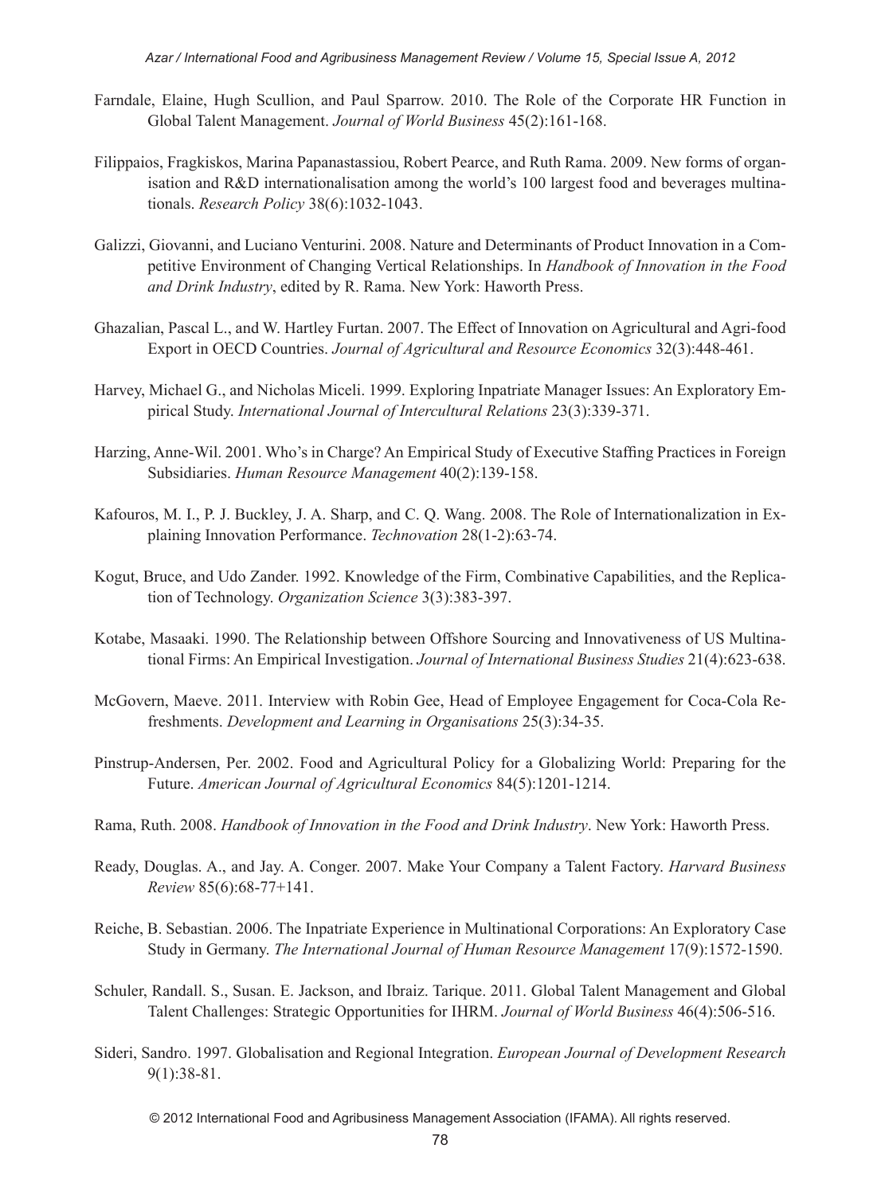Farndale, Elaine, Hugh Scullion, and Paul Sparrow. 2010. The Role of the Corporate HR Function in Global Talent Management. *Journal of World Business* 45(2):161-168.

Filippaios, Fragkiskos, Marina Papanastassiou, Robert Pearce, and Ruth Rama. 2009. New forms of organisation and R&D internationalisation among the world's 100 largest food and beverages multinationals. *Research Policy* 38(6):1032-1043.

Galizzi, Giovanni, and Luciano Venturini. 2008. Nature and Determinants of Product Innovation in a Competitive Environment of Changing Vertical Relationships. In *Handbook of Innovation in the Food and Drink Industry*, edited by R. Rama. New York: Haworth Press.

Ghazalian, Pascal L., and W. Hartley Furtan. 2007. The Effect of Innovation on Agricultural and Agri-food Export in OECD Countries. *Journal of Agricultural and Resource Economics* 32(3):448-461.

Harvey, Michael G., and Nicholas Miceli. 1999. Exploring Inpatriate Manager Issues: An Exploratory Empirical Study. *International Journal of Intercultural Relations* 23(3):339-371.

Harzing, Anne-Wil. 2001. Who's in Charge? An Empirical Study of Executive Staffing Practices in Foreign Subsidiaries. *Human Resource Management* 40(2):139-158.

Kafouros, M. I., P. J. Buckley, J. A. Sharp, and C. Q. Wang. 2008. The Role of Internationalization in Explaining Innovation Performance. *Technovation* 28(1-2):63-74.

Kogut, Bruce, and Udo Zander. 1992. Knowledge of the Firm, Combinative Capabilities, and the Replication of Technology. *Organization Science* 3(3):383-397.

Kotabe, Masaaki. 1990. The Relationship between Offshore Sourcing and Innovativeness of US Multinational Firms: An Empirical Investigation. *Journal of International Business Studies* 21(4):623-638.

McGovern, Maeve. 2011. Interview with Robin Gee, Head of Employee Engagement for Coca-Cola Refreshments. *Development and Learning in Organisations* 25(3):34-35.

Pinstrup-Andersen, Per. 2002. Food and Agricultural Policy for a Globalizing World: Preparing for the Future. *American Journal of Agricultural Economics* 84(5):1201-1214.

Rama, Ruth. 2008. *Handbook of Innovation in the Food and Drink Industry*. New York: Haworth Press.

Ready, Douglas. A., and Jay. A. Conger. 2007. Make Your Company a Talent Factory. *Harvard Business Review* 85(6):68-77+141.

Reiche, B. Sebastian. 2006. The Inpatriate Experience in Multinational Corporations: An Exploratory Case Study in Germany. *The International Journal of Human Resource Management* 17(9):1572-1590.

Schuler, Randall. S., Susan. E. Jackson, and Ibraiz. Tarique. 2011. Global Talent Management and Global Talent Challenges: Strategic Opportunities for IHRM. *Journal of World Business* 46(4):506-516.

Sideri, Sandro. 1997. Globalisation and Regional Integration. *European Journal of Development Research* 9(1):38-81.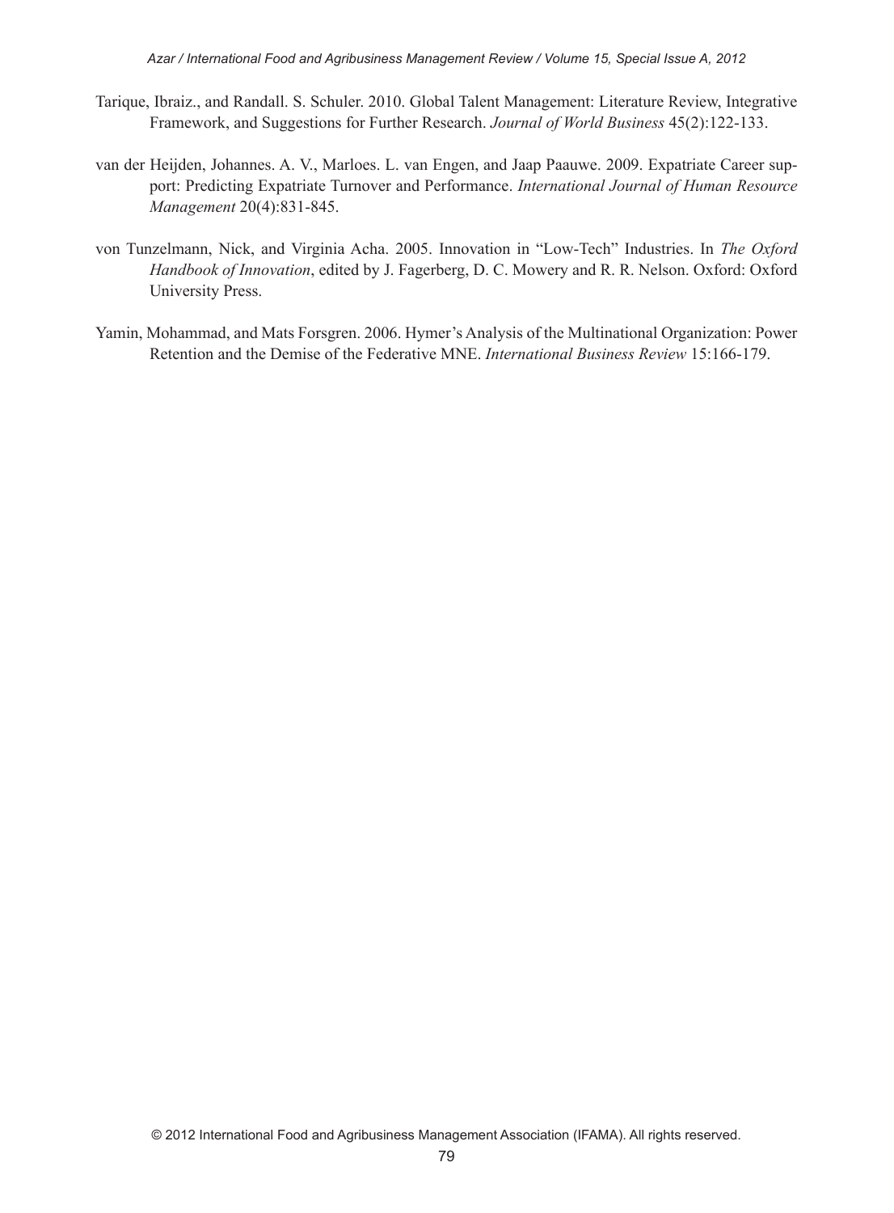Tarique, Ibraiz., and Randall. S. Schuler. 2010. Global Talent Management: Literature Review, Integrative Framework, and Suggestions for Further Research. *Journal of World Business* 45(2):122-133.

van der Heijden, Johannes. A. V., Marloes. L. van Engen, and Jaap Paauwe. 2009. Expatriate Career support: Predicting Expatriate Turnover and Performance. *International Journal of Human Resource Management* 20(4):831-845.

von Tunzelmann, Nick, and Virginia Acha. 2005. Innovation in "Low-Tech" Industries. In *The Oxford Handbook of Innovation*, edited by J. Fagerberg, D. C. Mowery and R. R. Nelson. Oxford: Oxford University Press.

Yamin, Mohammad, and Mats Forsgren. 2006. Hymer's Analysis of the Multinational Organization: Power Retention and the Demise of the Federative MNE. *International Business Review* 15:166-179.